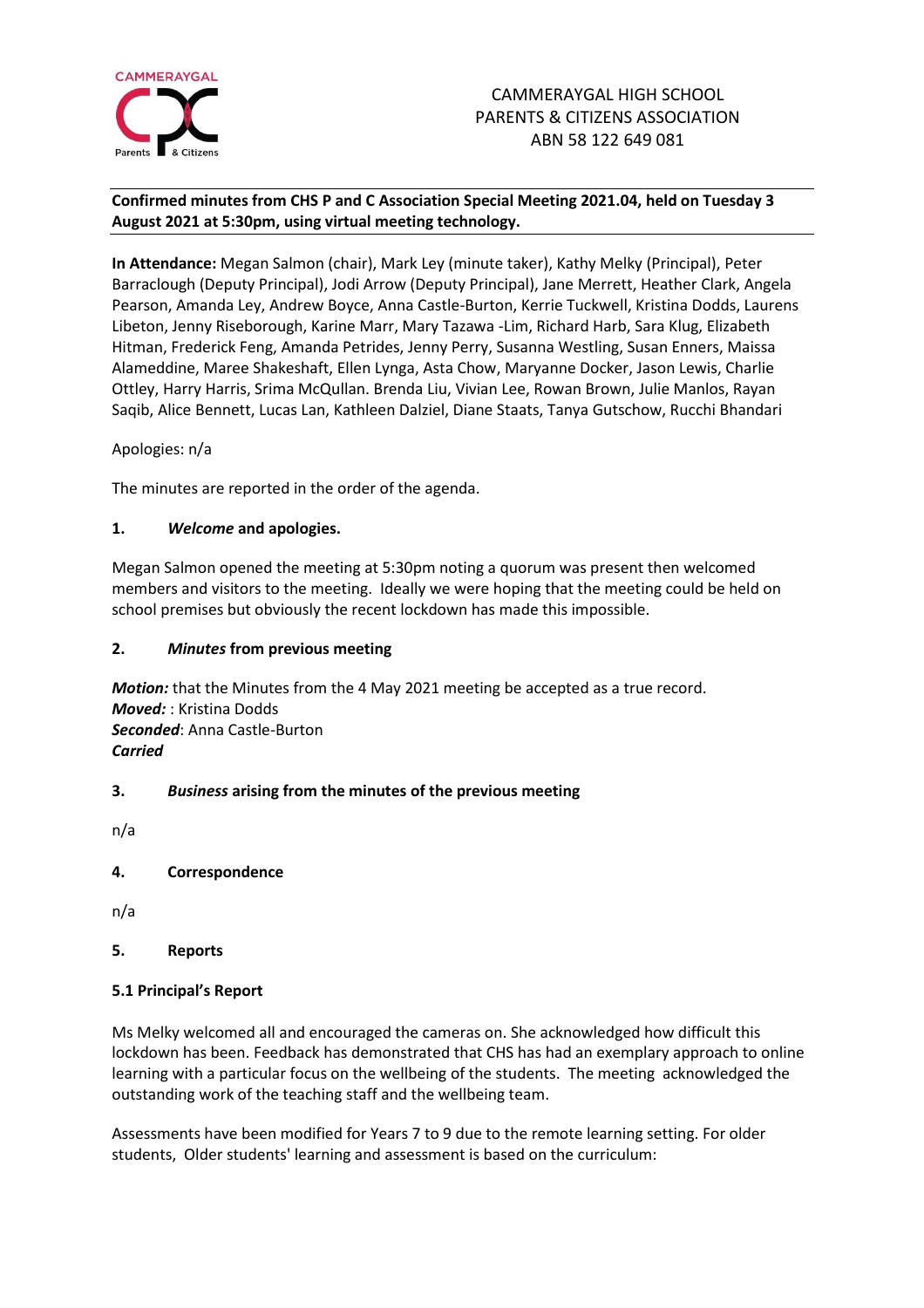CAMMERAYGAL HIGH SCHOOL
PARENTS & CITIZENS ASSOCIATION
ABN 58 122 649 081

**Confirmed minutes from CHS P and C Association Special Meeting 2021.04, held on Tuesday 3 August 2021 at 5:30pm, using virtual meeting technology.**

**In Attendance:** Megan Salmon (chair), Mark Ley (minute taker), Kathy Melky (Principal), Peter Barraclough (Deputy Principal), Jodi Arrow (Deputy Principal), Jane Merrett, Heather Clark, Angela Pearson, Amanda Ley, Andrew Boyce, Anna Castle-Burton, Kerrie Tuckwell, Kristina Dodds, Laurens Libeton, Jenny Riseborough, Karine Marr, Mary Tazawa -Lim, Richard Harb, Sara Klug, Elizabeth Hitman, Frederick Feng, Amanda Petrides, Jenny Perry, Susanna Westling, Susan Enners, Maissa Alameddine, Maree Shakeshaft, Ellen Lynga, Asta Chow, Maryanne Docker, Jason Lewis, Charlie Ottley, Harry Harris, Srima McQullan. Brenda Liu, Vivian Lee, Rowan Brown, Julie Manlos, Rayan Saqib, Alice Bennett, Lucas Lan, Kathleen Dalziel, Diane Staats, Tanya Gutschow, Rucchi Bhandari

Apologies: n/a

The minutes are reported in the order of the agenda.

### 1. *Welcome* and apologies.

Megan Salmon opened the meeting at 5:30pm noting a quorum was present then welcomed members and visitors to the meeting. Ideally we were hoping that the meeting could be held on school premises but obviously the recent lockdown has made this impossible.

### 2. *Minutes* from previous meeting

***Motion:*** that the Minutes from the 4 May 2021 meeting be accepted as a true record.
***Moved:*** : Kristina Dodds
***Seconded***: Anna Castle-Burton
***Carried***

### 3. *Business* arising from the minutes of the previous meeting

n/a

### 4. Correspondence

n/a

### 5. Reports

#### 5.1 Principal's Report

Ms Melky welcomed all and encouraged the cameras on. She acknowledged how difficult this lockdown has been. Feedback has demonstrated that CHS has had an exemplary approach to online learning with a particular focus on the wellbeing of the students. The meeting acknowledged the outstanding work of the teaching staff and the wellbeing team.

Assessments have been modified for Years 7 to 9 due to the remote learning setting. For older students, Older students' learning and assessment is based on the curriculum: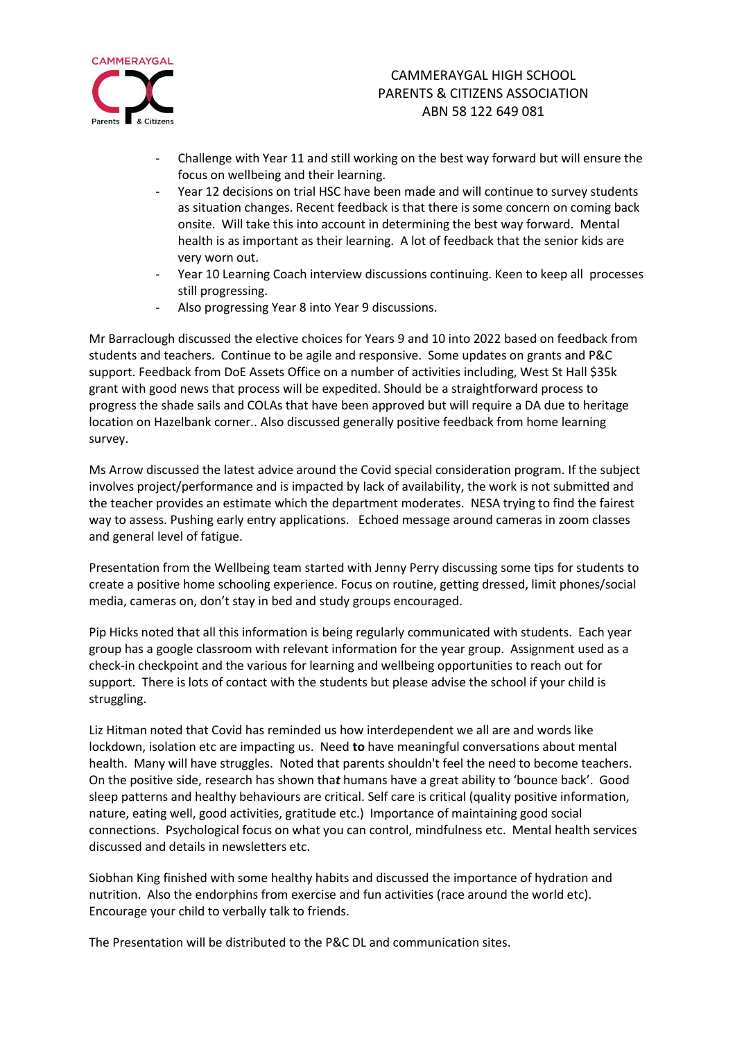- Challenge with Year 11 and still working on the best way forward but will ensure the focus on wellbeing and their learning.
- Year 12 decisions on trial HSC have been made and will continue to survey students as situation changes. Recent feedback is that there is some concern on coming back onsite. Will take this into account in determining the best way forward. Mental health is as important as their learning. A lot of feedback that the senior kids are very worn out.
- Year 10 Learning Coach interview discussions continuing. Keen to keep all processes still progressing.
- Also progressing Year 8 into Year 9 discussions.

Mr Barraclough discussed the elective choices for Years 9 and 10 into 2022 based on feedback from students and teachers. Continue to be agile and responsive. Some updates on grants and P&C support. Feedback from DoE Assets Office on a number of activities including, West St Hall $35k grant with good news that process will be expedited. Should be a straightforward process to progress the shade sails and COLAs that have been approved but will require a DA due to heritage location on Hazelbank corner.. Also discussed generally positive feedback from home learning survey.

Ms Arrow discussed the latest advice around the Covid special consideration program. If the subject involves project/performance and is impacted by lack of availability, the work is not submitted and the teacher provides an estimate which the department moderates. NESA trying to find the fairest way to assess. Pushing early entry applications. Echoed message around cameras in zoom classes and general level of fatigue.

Presentation from the Wellbeing team started with Jenny Perry discussing some tips for students to create a positive home schooling experience. Focus on routine, getting dressed, limit phones/social media, cameras on, don't stay in bed and study groups encouraged.

Pip Hicks noted that all this information is being regularly communicated with students. Each year group has a google classroom with relevant information for the year group. Assignment used as a check-in checkpoint and the various for learning and wellbeing opportunities to reach out for support. There is lots of contact with the students but please advise the school if your child is struggling.

Liz Hitman noted that Covid has reminded us how interdependent we all are and words like lockdown, isolation etc are impacting us. Need **to** have meaningful conversations about mental health. Many will have struggles. Noted that parents shouldn't feel the need to become teachers. On the positive side, research has shown tha***t*** humans have a great ability to 'bounce back'. Good sleep patterns and healthy behaviours are critical. Self care is critical (quality positive information, nature, eating well, good activities, gratitude etc.) Importance of maintaining good social connections. Psychological focus on what you can control, mindfulness etc. Mental health services discussed and details in newsletters etc.

Siobhan King finished with some healthy habits and discussed the importance of hydration and nutrition. Also the endorphins from exercise and fun activities (race around the world etc). Encourage your child to verbally talk to friends.

The Presentation will be distributed to the P&C DL and communication sites.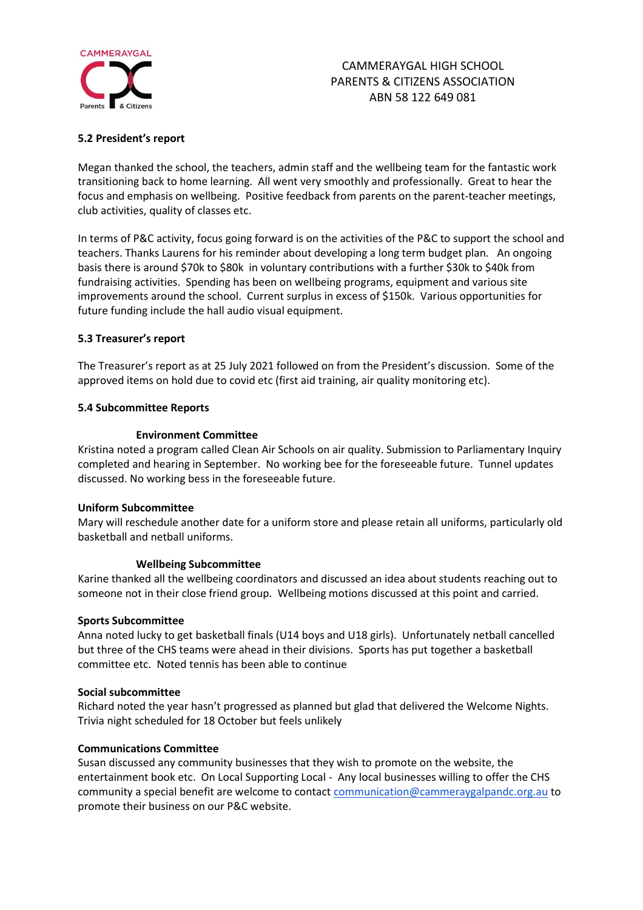CAMMERAYGAL HIGH SCHOOL
PARENTS & CITIZENS ASSOCIATION
ABN 58 122 649 081

### 5.2 President's report

Megan thanked the school, the teachers, admin staff and the wellbeing team for the fantastic work transitioning back to home learning. All went very smoothly and professionally. Great to hear the focus and emphasis on wellbeing. Positive feedback from parents on the parent-teacher meetings, club activities, quality of classes etc.

In terms of P&C activity, focus going forward is on the activities of the P&C to support the school and teachers. Thanks Laurens for his reminder about developing a long term budget plan. An ongoing basis there is around $70k to $80k in voluntary contributions with a further $30k to $40k from fundraising activities. Spending has been on wellbeing programs, equipment and various site improvements around the school. Current surplus in excess of $150k. Various opportunities for future funding include the hall audio visual equipment.

### 5.3 Treasurer's report

The Treasurer's report as at 25 July 2021 followed on from the President's discussion. Some of the approved items on hold due to covid etc (first aid training, air quality monitoring etc).

### 5.4 Subcommittee Reports

**Environment Committee**

Kristina noted a program called Clean Air Schools on air quality. Submission to Parliamentary Inquiry completed and hearing in September. No working bee for the foreseeable future. Tunnel updates discussed. No working bess in the foreseeable future.

**Uniform Subcommittee**

Mary will reschedule another date for a uniform store and please retain all uniforms, particularly old basketball and netball uniforms.

**Wellbeing Subcommittee**

Karine thanked all the wellbeing coordinators and discussed an idea about students reaching out to someone not in their close friend group. Wellbeing motions discussed at this point and carried.

**Sports Subcommittee**

Anna noted lucky to get basketball finals (U14 boys and U18 girls). Unfortunately netball cancelled but three of the CHS teams were ahead in their divisions. Sports has put together a basketball committee etc. Noted tennis has been able to continue

**Social subcommittee**

Richard noted the year hasn't progressed as planned but glad that delivered the Welcome Nights. Trivia night scheduled for 18 October but feels unlikely

**Communications Committee**

Susan discussed any community businesses that they wish to promote on the website, the entertainment book etc. On Local Supporting Local - Any local businesses willing to offer the CHS community a special benefit are welcome to contact communication@cammeraygalpandc.org.au to promote their business on our P&C website.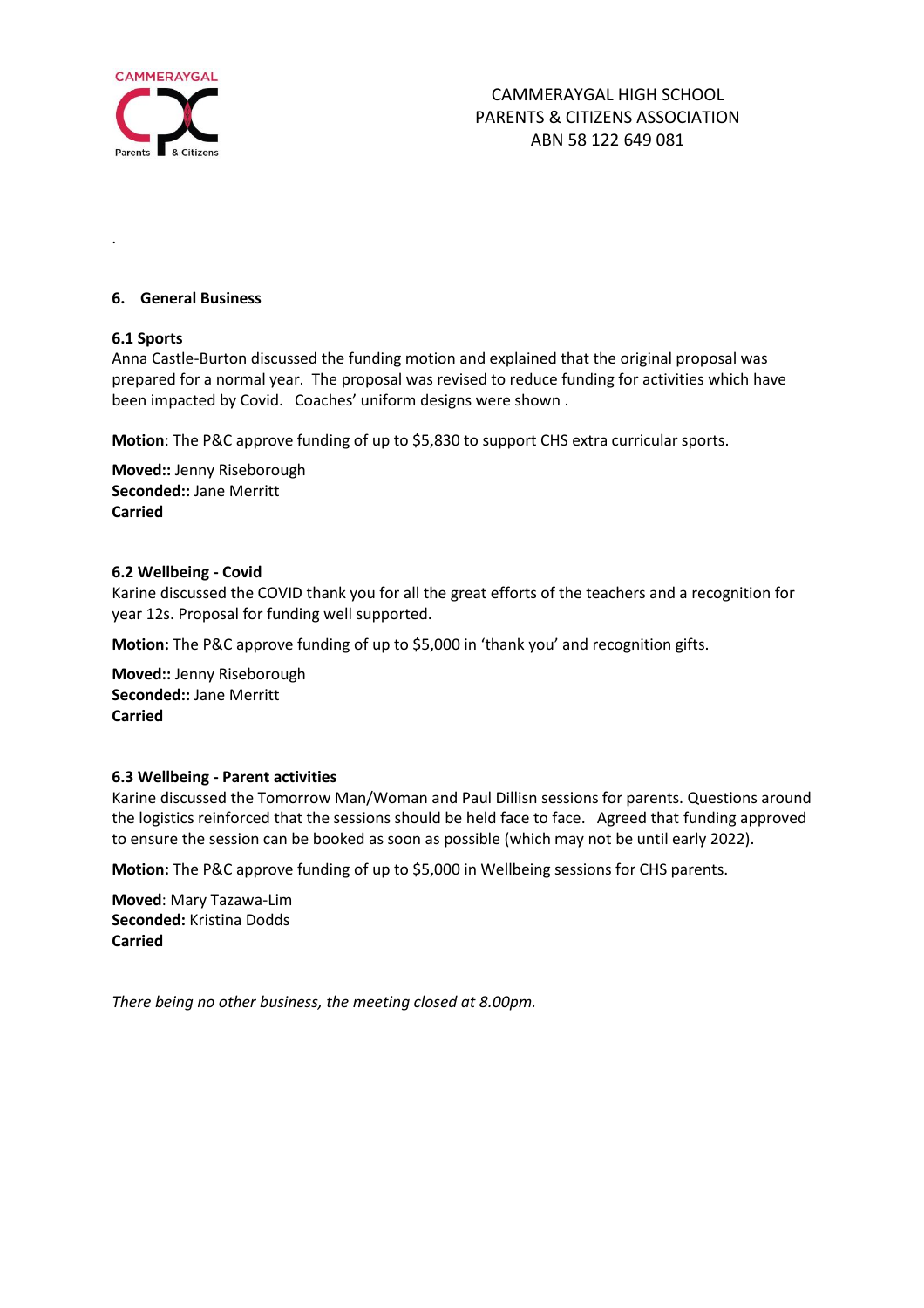CAMMERAYGAL HIGH SCHOOL
PARENTS & CITIZENS ASSOCIATION
ABN 58 122 649 081

.

## 6. General Business

### 6.1 Sports

Anna Castle-Burton discussed the funding motion and explained that the original proposal was prepared for a normal year. The proposal was revised to reduce funding for activities which have been impacted by Covid. Coaches' uniform designs were shown .

**Motion**: The P&C approve funding of up to $5,830 to support CHS extra curricular sports.

**Moved::** Jenny Riseborough
**Seconded::** Jane Merritt
**Carried**

### 6.2 Wellbeing - Covid

Karine discussed the COVID thank you for all the great efforts of the teachers and a recognition for year 12s. Proposal for funding well supported.

**Motion:** The P&C approve funding of up to $5,000 in 'thank you' and recognition gifts.

**Moved::** Jenny Riseborough
**Seconded::** Jane Merritt
**Carried**

### 6.3 Wellbeing - Parent activities

Karine discussed the Tomorrow Man/Woman and Paul Dillisn sessions for parents. Questions around the logistics reinforced that the sessions should be held face to face. Agreed that funding approved to ensure the session can be booked as soon as possible (which may not be until early 2022).

**Motion:** The P&C approve funding of up to $5,000 in Wellbeing sessions for CHS parents.

**Moved**: Mary Tazawa-Lim
**Seconded:** Kristina Dodds
**Carried**

*There being no other business, the meeting closed at 8.00pm.*